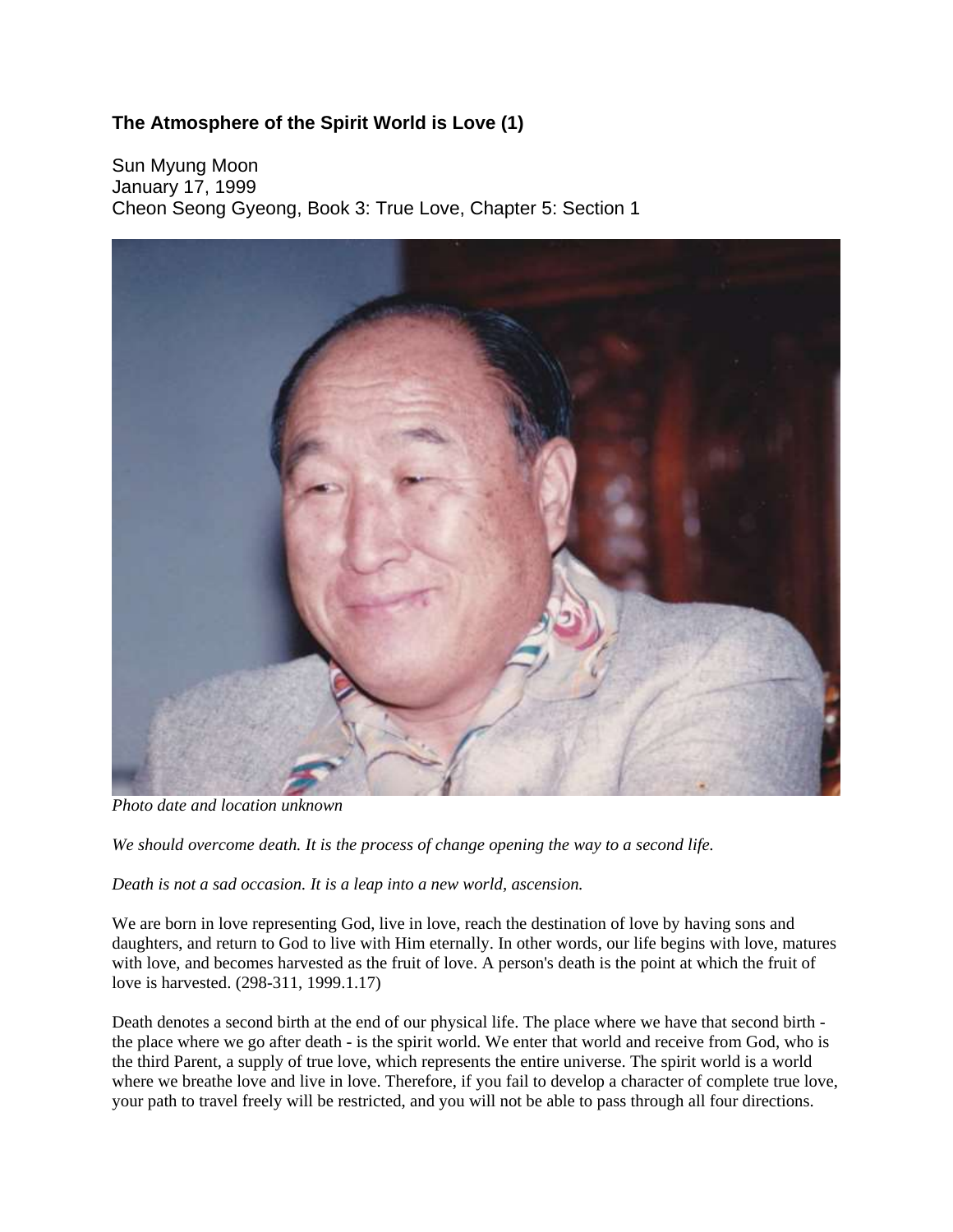### The Atmosphere of the Spirit World is Love (1)

Sun Myung Moon
January 17, 1999
Cheon Seong Gyeong, Book 3: True Love, Chapter 5: Section 1

*Photo date and location unknown*

*We should overcome death. It is the process of change opening the way to a second life.*

*Death is not a sad occasion. It is a leap into a new world, ascension.*

We are born in love representing God, live in love, reach the destination of love by having sons and daughters, and return to God to live with Him eternally. In other words, our life begins with love, matures with love, and becomes harvested as the fruit of love. A person's death is the point at which the fruit of love is harvested. (298-311, 1999.1.17)

Death denotes a second birth at the end of our physical life. The place where we have that second birth - the place where we go after death - is the spirit world. We enter that world and receive from God, who is the third Parent, a supply of true love, which represents the entire universe. The spirit world is a world where we breathe love and live in love. Therefore, if you fail to develop a character of complete true love, your path to travel freely will be restricted, and you will not be able to pass through all four directions.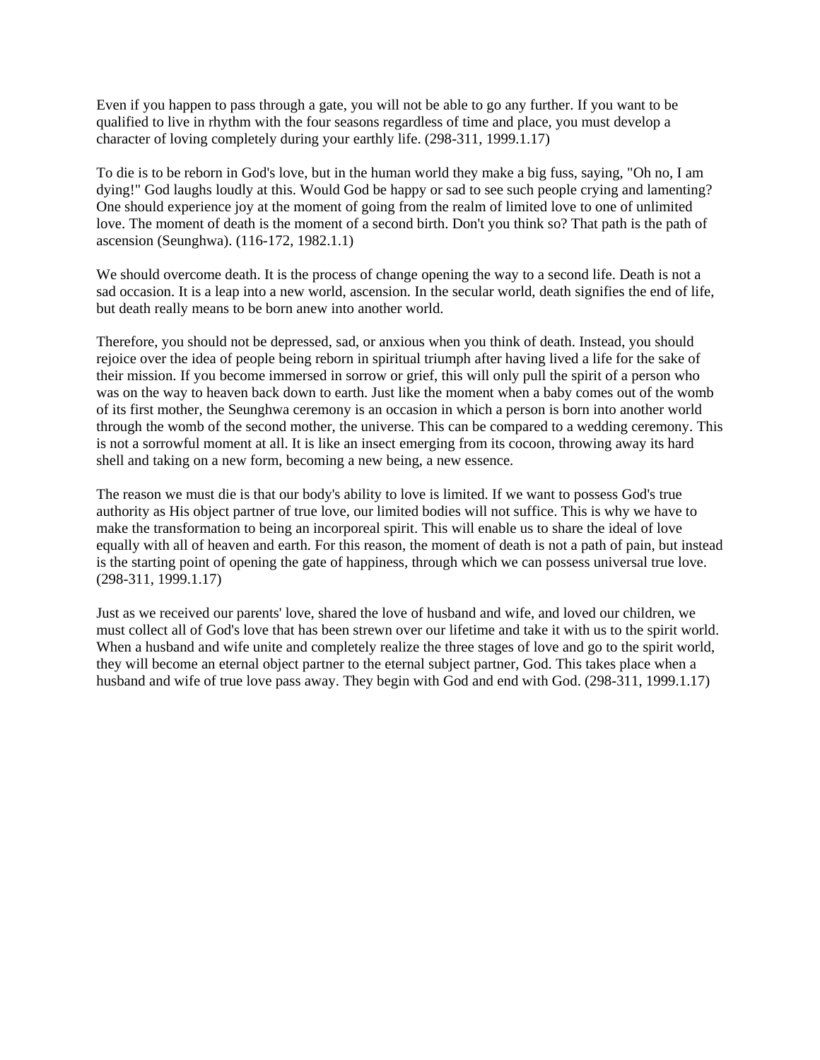Even if you happen to pass through a gate, you will not be able to go any further. If you want to be qualified to live in rhythm with the four seasons regardless of time and place, you must develop a character of loving completely during your earthly life. (298-311, 1999.1.17)

To die is to be reborn in God's love, but in the human world they make a big fuss, saying, "Oh no, I am dying!" God laughs loudly at this. Would God be happy or sad to see such people crying and lamenting? One should experience joy at the moment of going from the realm of limited love to one of unlimited love. The moment of death is the moment of a second birth. Don't you think so? That path is the path of ascension (Seunghwa). (116-172, 1982.1.1)

We should overcome death. It is the process of change opening the way to a second life. Death is not a sad occasion. It is a leap into a new world, ascension. In the secular world, death signifies the end of life, but death really means to be born anew into another world.

Therefore, you should not be depressed, sad, or anxious when you think of death. Instead, you should rejoice over the idea of people being reborn in spiritual triumph after having lived a life for the sake of their mission. If you become immersed in sorrow or grief, this will only pull the spirit of a person who was on the way to heaven back down to earth. Just like the moment when a baby comes out of the womb of its first mother, the Seunghwa ceremony is an occasion in which a person is born into another world through the womb of the second mother, the universe. This can be compared to a wedding ceremony. This is not a sorrowful moment at all. It is like an insect emerging from its cocoon, throwing away its hard shell and taking on a new form, becoming a new being, a new essence.

The reason we must die is that our body's ability to love is limited. If we want to possess God's true authority as His object partner of true love, our limited bodies will not suffice. This is why we have to make the transformation to being an incorporeal spirit. This will enable us to share the ideal of love equally with all of heaven and earth. For this reason, the moment of death is not a path of pain, but instead is the starting point of opening the gate of happiness, through which we can possess universal true love. (298-311, 1999.1.17)

Just as we received our parents' love, shared the love of husband and wife, and loved our children, we must collect all of God's love that has been strewn over our lifetime and take it with us to the spirit world. When a husband and wife unite and completely realize the three stages of love and go to the spirit world, they will become an eternal object partner to the eternal subject partner, God. This takes place when a husband and wife of true love pass away. They begin with God and end with God. (298-311, 1999.1.17)